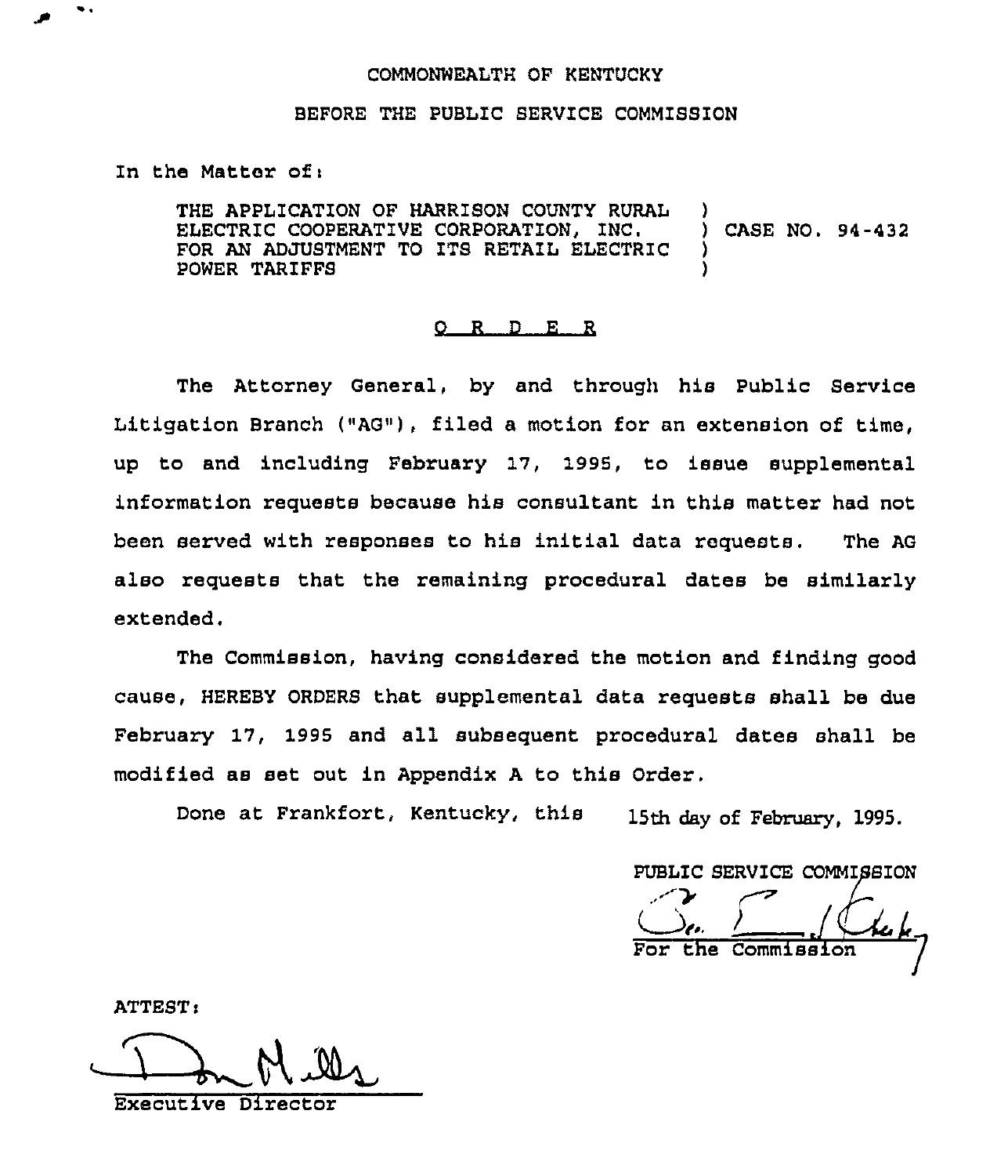COMMONWEALTH OF KENTUCKY

BEFORE THE PUBLIC SERVICE COMMISSION

In the Matter of:

THE APPLICATION OF HARRISON COUNTY RURAL ELECTRIC COOPERATIVE CORPORATION, INC. FOR AN ADJUSTMENT TO ITS RETAIL ELECTRIC POWER TARIFFS ) CASE NO. 94-432

O R D E R

The Attorney General, by and through his Public Service Litigation Branch ("AG"), filed a motion for an extension of time, up to and including February 17, 1995, to issue supplemental information requests because his consultant in this matter had not been served with responses to his initial data requests. The AG also requests that the remaining procedural dates be similarly extended.

The Commission, having considered the motion and finding good cause, HEREBY ORDERS that supplemental data requests shall be due February 17, 1995 and all subsequent procedural dates shall be modified as set out in Appendix A to this Order.

Done at Frankfort, Kentucky, this 15th day of February, 1995.

PUBLIC SERVICE COMMISSION

For the Commission

ATTEST:

Executive Director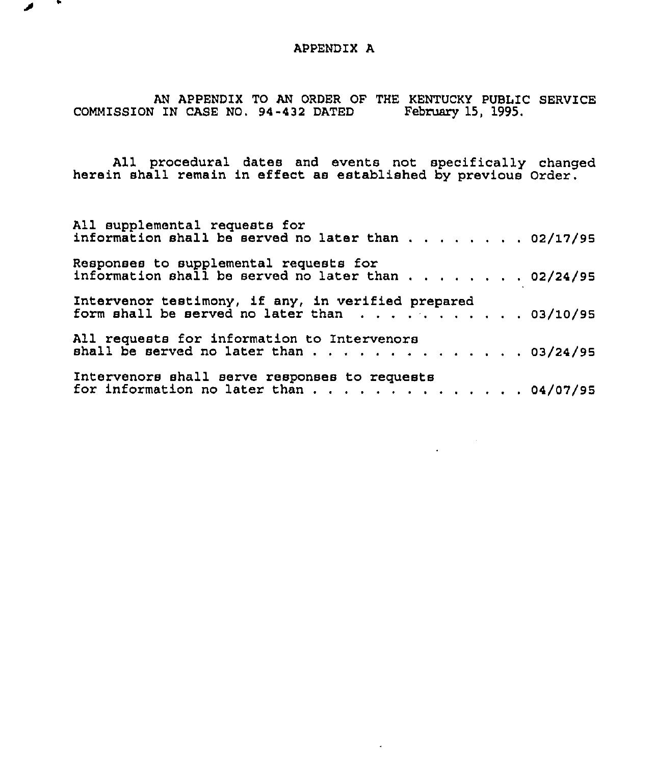# APPENDIX A

AN APPENDIX TO AN ORDER OF THE KENTUCKY PUBLIC SERVICE COMMISSION IN CASE NO. 94-432 DATED February 15, 1995.

All procedural dates and events not specifically changed herein shall remain in effect as established by previous Order.

All supplemental requests for information shall be served no later than . . . . . . . . . 02/17/95

Responses to supplemental requests for information shall be served no later than . . . . . . . . . 02/24/95

Intervenor testimony, if any, in verified prepared form shall be served no later than . . . . . . . . . . . . 03/10/95

All requests for information to Intervenors shall be served no later than . . . . . . . . . . . . . . . 03/24/95

Intervenors shall serve responses to requests for information no later than . . . . . . . . . . . . . . . 04/07/95